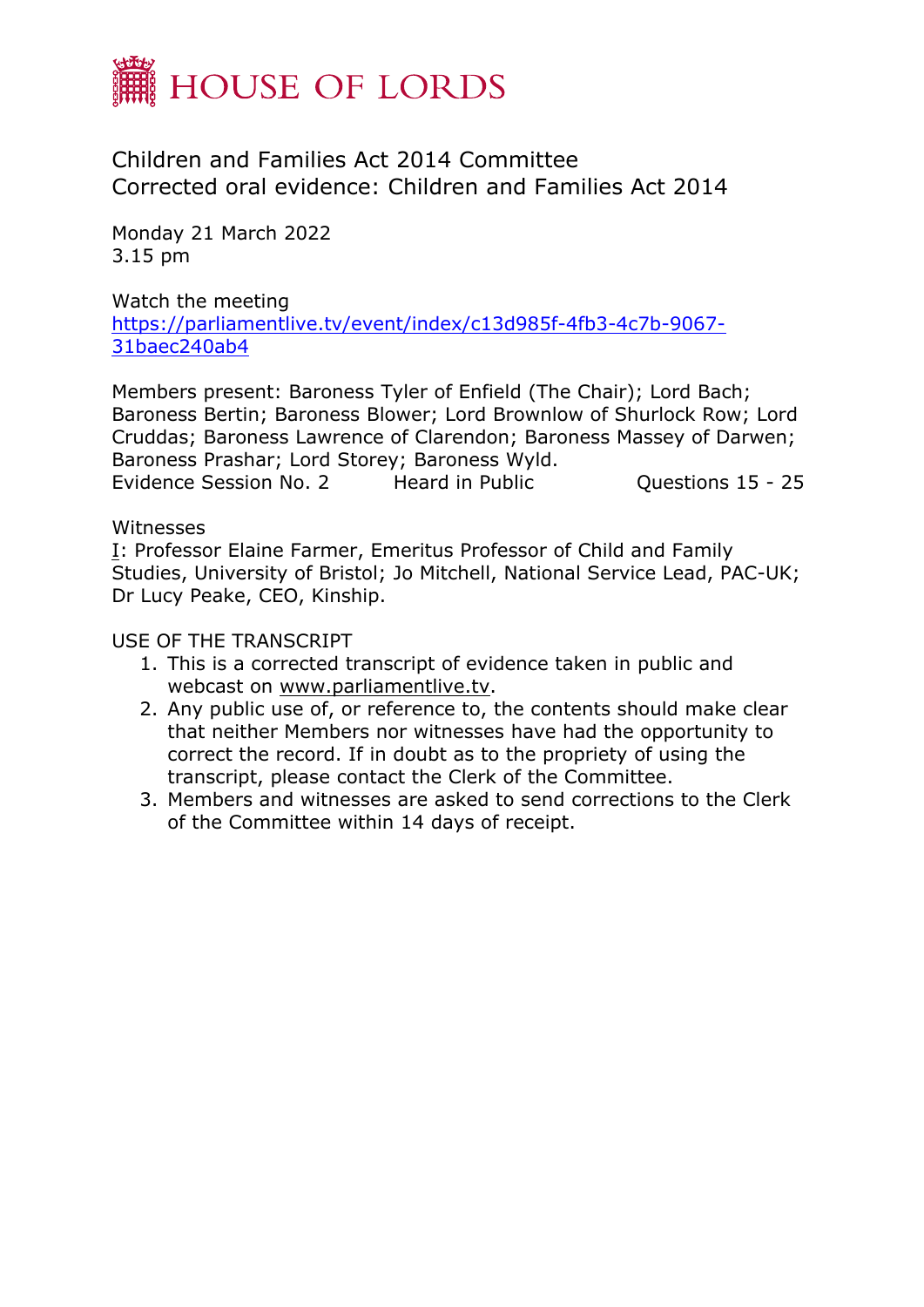# HOUSE OF LORDS

Children and Families Act 2014 Committee
Corrected oral evidence: Children and Families Act 2014

Monday 21 March 2022
3.15 pm

Watch the meeting
[https://parliamentlive.tv/event/index/c13d985f-4fb3-4c7b-9067-31baec240ab4](https://parliamentlive.tv/event/index/c13d985f-4fb3-4c7b-9067-31baec240ab4)

Members present: Baroness Tyler of Enfield (The Chair); Lord Bach; Baroness Bertin; Baroness Blower; Lord Brownlow of Shurlock Row; Lord Cruddas; Baroness Lawrence of Clarendon; Baroness Massey of Darwen; Baroness Prashar; Lord Storey; Baroness Wyld.

Evidence Session No. 2 Heard in Public Questions 15 - 25

Witnesses

I: Professor Elaine Farmer, Emeritus Professor of Child and Family Studies, University of Bristol; Jo Mitchell, National Service Lead, PAC-UK; Dr Lucy Peake, CEO, Kinship.

USE OF THE TRANSCRIPT

1. This is a corrected transcript of evidence taken in public and webcast on [www.parliamentlive.tv](www.parliamentlive.tv).
2. Any public use of, or reference to, the contents should make clear that neither Members nor witnesses have had the opportunity to correct the record. If in doubt as to the propriety of using the transcript, please contact the Clerk of the Committee.
3. Members and witnesses are asked to send corrections to the Clerk of the Committee within 14 days of receipt.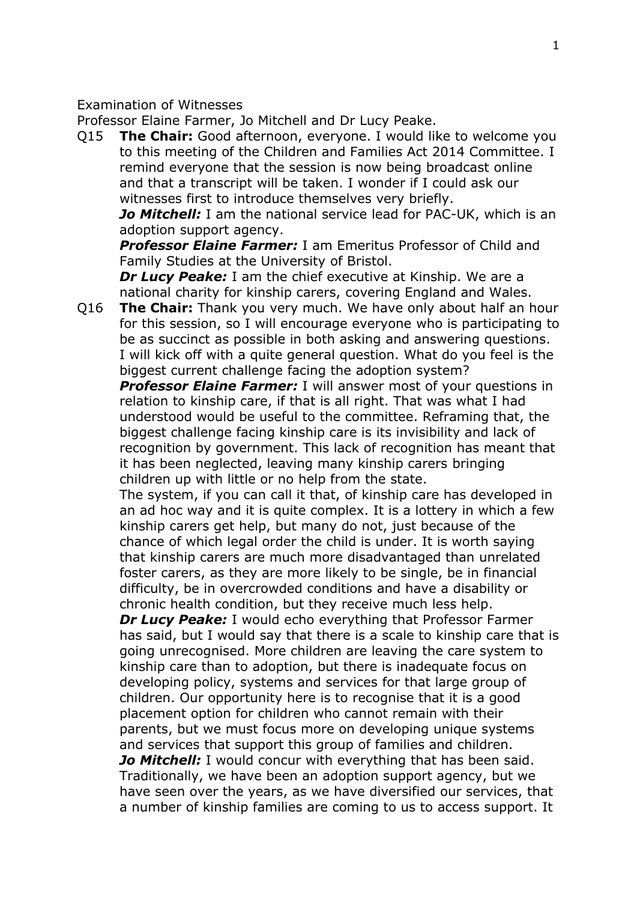Examination of Witnesses

Professor Elaine Farmer, Jo Mitchell and Dr Lucy Peake.

Q15 **The Chair:** Good afternoon, everyone. I would like to welcome you to this meeting of the Children and Families Act 2014 Committee. I remind everyone that the session is now being broadcast online and that a transcript will be taken. I wonder if I could ask our witnesses first to introduce themselves very briefly.

***Jo Mitchell:*** I am the national service lead for PAC-UK, which is an adoption support agency.

***Professor Elaine Farmer:*** I am Emeritus Professor of Child and Family Studies at the University of Bristol.

***Dr Lucy Peake:*** I am the chief executive at Kinship. We are a national charity for kinship carers, covering England and Wales.

Q16 **The Chair:** Thank you very much. We have only about half an hour for this session, so I will encourage everyone who is participating to be as succinct as possible in both asking and answering questions. I will kick off with a quite general question. What do you feel is the biggest current challenge facing the adoption system?

***Professor Elaine Farmer:*** I will answer most of your questions in relation to kinship care, if that is all right. That was what I had understood would be useful to the committee. Reframing that, the biggest challenge facing kinship care is its invisibility and lack of recognition by government. This lack of recognition has meant that it has been neglected, leaving many kinship carers bringing children up with little or no help from the state.

The system, if you can call it that, of kinship care has developed in an ad hoc way and it is quite complex. It is a lottery in which a few kinship carers get help, but many do not, just because of the chance of which legal order the child is under. It is worth saying that kinship carers are much more disadvantaged than unrelated foster carers, as they are more likely to be single, be in financial difficulty, be in overcrowded conditions and have a disability or chronic health condition, but they receive much less help.

***Dr Lucy Peake:*** I would echo everything that Professor Farmer has said, but I would say that there is a scale to kinship care that is going unrecognised. More children are leaving the care system to kinship care than to adoption, but there is inadequate focus on developing policy, systems and services for that large group of children. Our opportunity here is to recognise that it is a good placement option for children who cannot remain with their parents, but we must focus more on developing unique systems and services that support this group of families and children.

***Jo Mitchell:*** I would concur with everything that has been said. Traditionally, we have been an adoption support agency, but we have seen over the years, as we have diversified our services, that a number of kinship families are coming to us to access support. It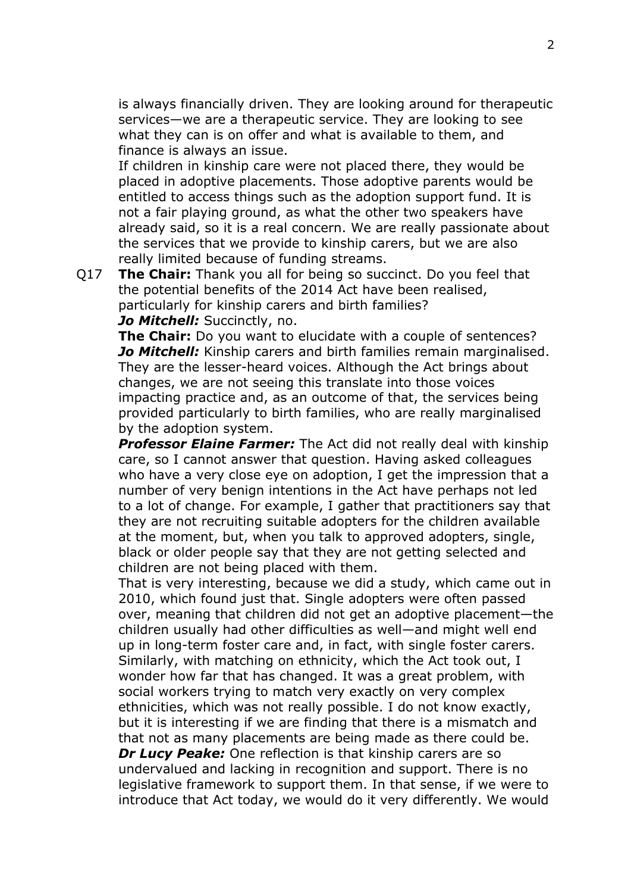is always financially driven. They are looking around for therapeutic services—we are a therapeutic service. They are looking to see what they can is on offer and what is available to them, and finance is always an issue.

If children in kinship care were not placed there, they would be placed in adoptive placements. Those adoptive parents would be entitled to access things such as the adoption support fund. It is not a fair playing ground, as what the other two speakers have already said, so it is a real concern. We are really passionate about the services that we provide to kinship carers, but we are also really limited because of funding streams.

Q17 **The Chair:** Thank you all for being so succinct. Do you feel that the potential benefits of the 2014 Act have been realised, particularly for kinship carers and birth families?

***Jo Mitchell:*** Succinctly, no.

**The Chair:** Do you want to elucidate with a couple of sentences?

***Jo Mitchell:*** Kinship carers and birth families remain marginalised. They are the lesser-heard voices. Although the Act brings about changes, we are not seeing this translate into those voices impacting practice and, as an outcome of that, the services being provided particularly to birth families, who are really marginalised by the adoption system.

***Professor Elaine Farmer:*** The Act did not really deal with kinship care, so I cannot answer that question. Having asked colleagues who have a very close eye on adoption, I get the impression that a number of very benign intentions in the Act have perhaps not led to a lot of change. For example, I gather that practitioners say that they are not recruiting suitable adopters for the children available at the moment, but, when you talk to approved adopters, single, black or older people say that they are not getting selected and children are not being placed with them.

That is very interesting, because we did a study, which came out in 2010, which found just that. Single adopters were often passed over, meaning that children did not get an adoptive placement—the children usually had other difficulties as well—and might well end up in long-term foster care and, in fact, with single foster carers. Similarly, with matching on ethnicity, which the Act took out, I wonder how far that has changed. It was a great problem, with social workers trying to match very exactly on very complex ethnicities, which was not really possible. I do not know exactly, but it is interesting if we are finding that there is a mismatch and that not as many placements are being made as there could be.

***Dr Lucy Peake:*** One reflection is that kinship carers are so undervalued and lacking in recognition and support. There is no legislative framework to support them. In that sense, if we were to introduce that Act today, we would do it very differently. We would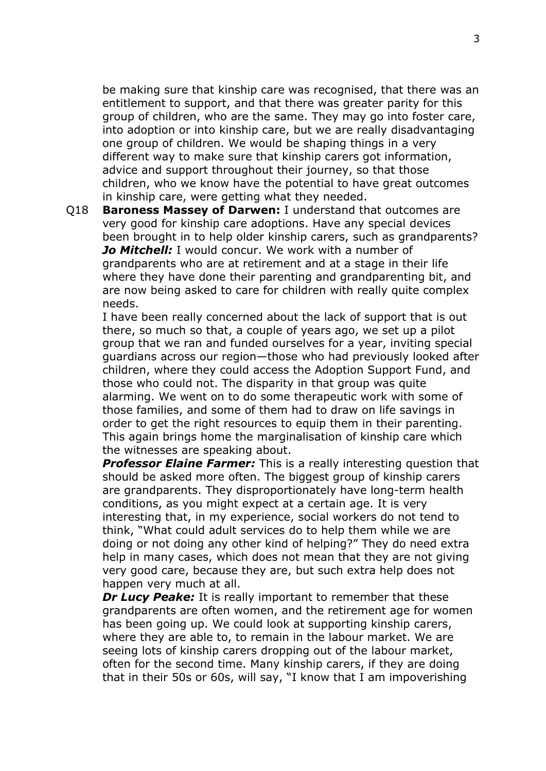be making sure that kinship care was recognised, that there was an entitlement to support, and that there was greater parity for this group of children, who are the same. They may go into foster care, into adoption or into kinship care, but we are really disadvantaging one group of children. We would be shaping things in a very different way to make sure that kinship carers got information, advice and support throughout their journey, so that those children, who we know have the potential to have great outcomes in kinship care, were getting what they needed.

Q18 **Baroness Massey of Darwen:** I understand that outcomes are very good for kinship care adoptions. Have any special devices been brought in to help older kinship carers, such as grandparents?

***Jo Mitchell:*** I would concur. We work with a number of grandparents who are at retirement and at a stage in their life where they have done their parenting and grandparenting bit, and are now being asked to care for children with really quite complex needs.

I have been really concerned about the lack of support that is out there, so much so that, a couple of years ago, we set up a pilot group that we ran and funded ourselves for a year, inviting special guardians across our region—those who had previously looked after children, where they could access the Adoption Support Fund, and those who could not. The disparity in that group was quite alarming. We went on to do some therapeutic work with some of those families, and some of them had to draw on life savings in order to get the right resources to equip them in their parenting. This again brings home the marginalisation of kinship care which the witnesses are speaking about.

***Professor Elaine Farmer:*** This is a really interesting question that should be asked more often. The biggest group of kinship carers are grandparents. They disproportionately have long-term health conditions, as you might expect at a certain age. It is very interesting that, in my experience, social workers do not tend to think, "What could adult services do to help them while we are doing or not doing any other kind of helping?" They do need extra help in many cases, which does not mean that they are not giving very good care, because they are, but such extra help does not happen very much at all.

***Dr Lucy Peake:*** It is really important to remember that these grandparents are often women, and the retirement age for women has been going up. We could look at supporting kinship carers, where they are able to, to remain in the labour market. We are seeing lots of kinship carers dropping out of the labour market, often for the second time. Many kinship carers, if they are doing that in their 50s or 60s, will say, "I know that I am impoverishing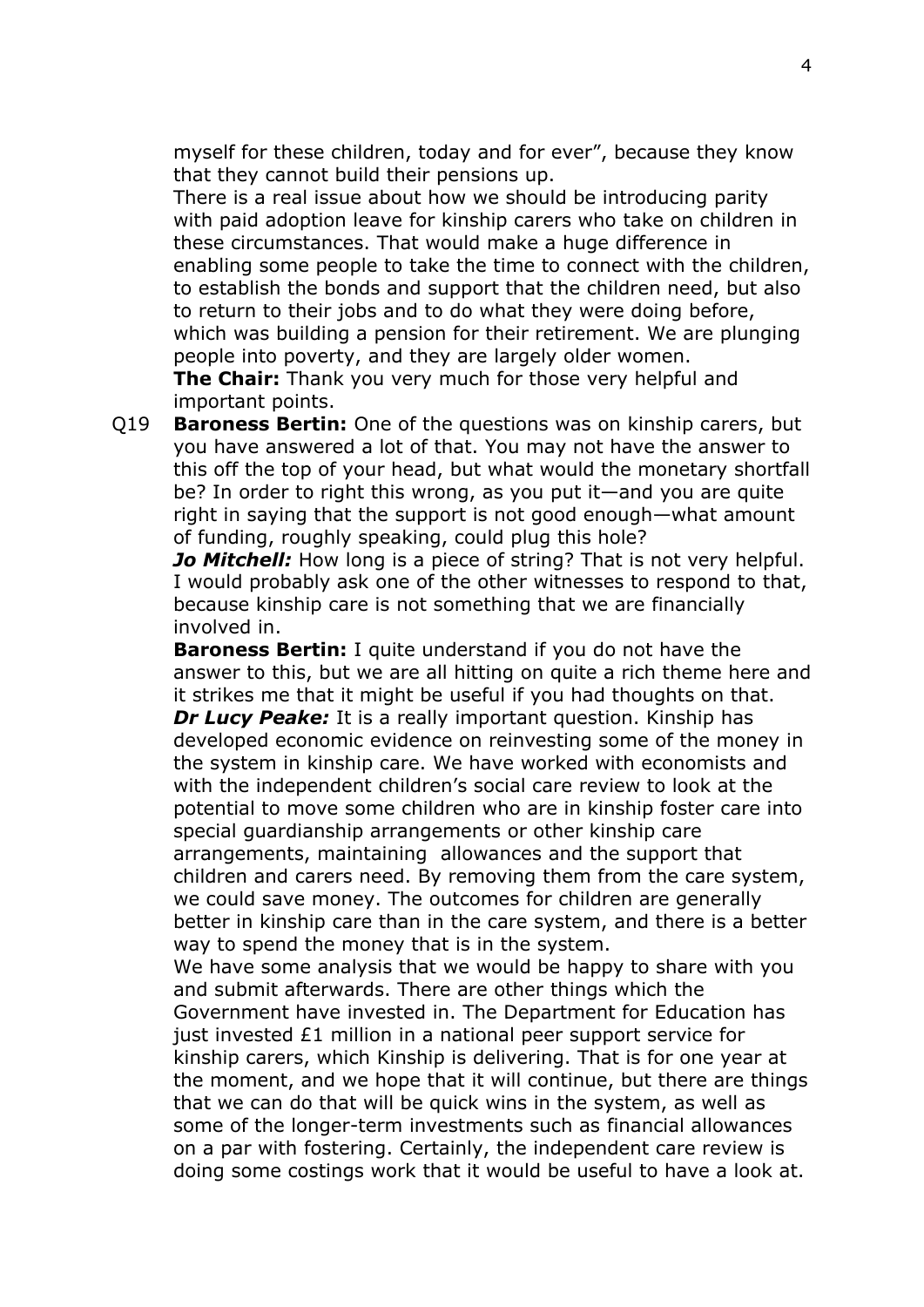myself for these children, today and for ever", because they know that they cannot build their pensions up.

There is a real issue about how we should be introducing parity with paid adoption leave for kinship carers who take on children in these circumstances. That would make a huge difference in enabling some people to take the time to connect with the children, to establish the bonds and support that the children need, but also to return to their jobs and to do what they were doing before, which was building a pension for their retirement. We are plunging people into poverty, and they are largely older women.

**The Chair:** Thank you very much for those very helpful and important points.

Q19 **Baroness Bertin:** One of the questions was on kinship carers, but you have answered a lot of that. You may not have the answer to this off the top of your head, but what would the monetary shortfall be? In order to right this wrong, as you put it—and you are quite right in saying that the support is not good enough—what amount of funding, roughly speaking, could plug this hole?

***Jo Mitchell:*** How long is a piece of string? That is not very helpful. I would probably ask one of the other witnesses to respond to that, because kinship care is not something that we are financially involved in.

**Baroness Bertin:** I quite understand if you do not have the answer to this, but we are all hitting on quite a rich theme here and it strikes me that it might be useful if you had thoughts on that.

***Dr Lucy Peake:*** It is a really important question. Kinship has developed economic evidence on reinvesting some of the money in the system in kinship care. We have worked with economists and with the independent children's social care review to look at the potential to move some children who are in kinship foster care into special guardianship arrangements or other kinship care arrangements, maintaining allowances and the support that children and carers need. By removing them from the care system, we could save money. The outcomes for children are generally better in kinship care than in the care system, and there is a better way to spend the money that is in the system.

We have some analysis that we would be happy to share with you and submit afterwards. There are other things which the Government have invested in. The Department for Education has just invested £1 million in a national peer support service for kinship carers, which Kinship is delivering. That is for one year at the moment, and we hope that it will continue, but there are things that we can do that will be quick wins in the system, as well as some of the longer-term investments such as financial allowances on a par with fostering. Certainly, the independent care review is doing some costings work that it would be useful to have a look at.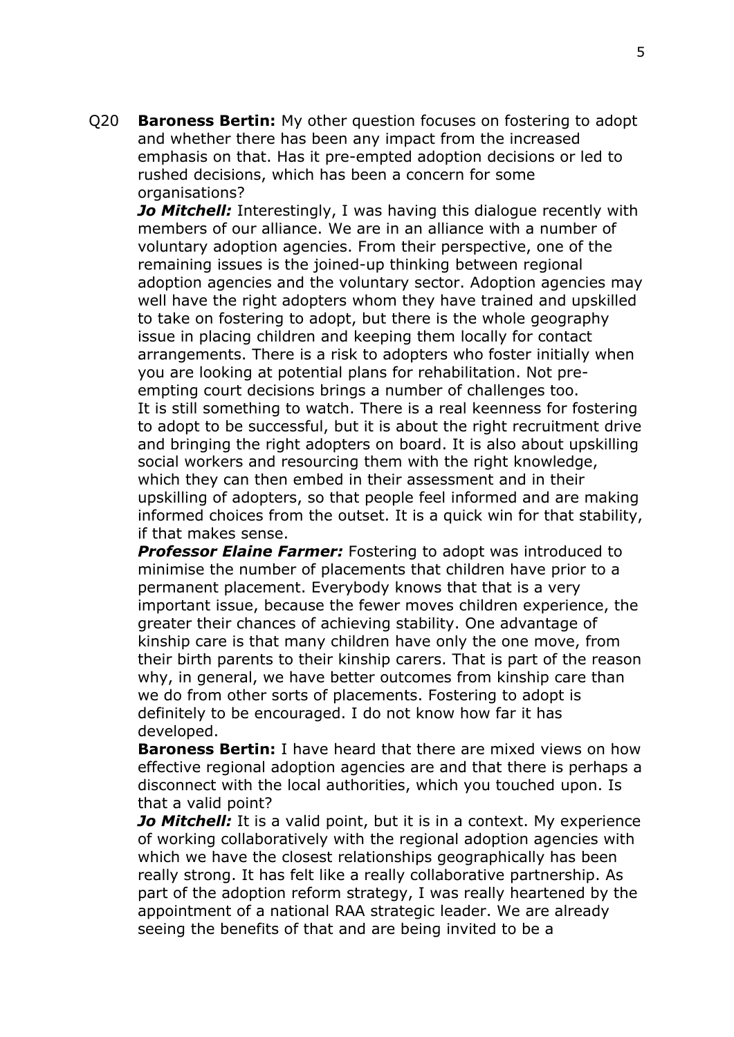Q20 **Baroness Bertin:** My other question focuses on fostering to adopt and whether there has been any impact from the increased emphasis on that. Has it pre-empted adoption decisions or led to rushed decisions, which has been a concern for some organisations?

***Jo Mitchell:*** Interestingly, I was having this dialogue recently with members of our alliance. We are in an alliance with a number of voluntary adoption agencies. From their perspective, one of the remaining issues is the joined-up thinking between regional adoption agencies and the voluntary sector. Adoption agencies may well have the right adopters whom they have trained and upskilled to take on fostering to adopt, but there is the whole geography issue in placing children and keeping them locally for contact arrangements. There is a risk to adopters who foster initially when you are looking at potential plans for rehabilitation. Not pre-empting court decisions brings a number of challenges too.

It is still something to watch. There is a real keenness for fostering to adopt to be successful, but it is about the right recruitment drive and bringing the right adopters on board. It is also about upskilling social workers and resourcing them with the right knowledge, which they can then embed in their assessment and in their upskilling of adopters, so that people feel informed and are making informed choices from the outset. It is a quick win for that stability, if that makes sense.

***Professor Elaine Farmer:*** Fostering to adopt was introduced to minimise the number of placements that children have prior to a permanent placement. Everybody knows that that is a very important issue, because the fewer moves children experience, the greater their chances of achieving stability. One advantage of kinship care is that many children have only the one move, from their birth parents to their kinship carers. That is part of the reason why, in general, we have better outcomes from kinship care than we do from other sorts of placements. Fostering to adopt is definitely to be encouraged. I do not know how far it has developed.

**Baroness Bertin:** I have heard that there are mixed views on how effective regional adoption agencies are and that there is perhaps a disconnect with the local authorities, which you touched upon. Is that a valid point?

***Jo Mitchell:*** It is a valid point, but it is in a context. My experience of working collaboratively with the regional adoption agencies with which we have the closest relationships geographically has been really strong. It has felt like a really collaborative partnership. As part of the adoption reform strategy, I was really heartened by the appointment of a national RAA strategic leader. We are already seeing the benefits of that and are being invited to be a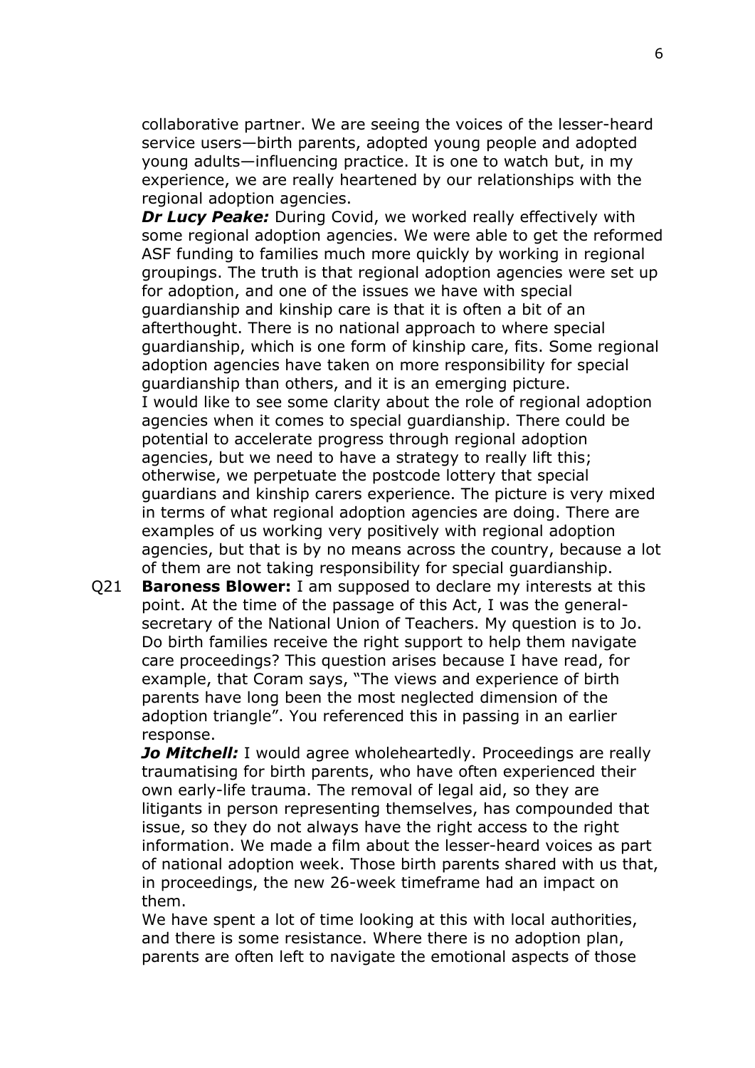collaborative partner. We are seeing the voices of the lesser-heard service users—birth parents, adopted young people and adopted young adults—influencing practice. It is one to watch but, in my experience, we are really heartened by our relationships with the regional adoption agencies.

***Dr Lucy Peake:*** During Covid, we worked really effectively with some regional adoption agencies. We were able to get the reformed ASF funding to families much more quickly by working in regional groupings. The truth is that regional adoption agencies were set up for adoption, and one of the issues we have with special guardianship and kinship care is that it is often a bit of an afterthought. There is no national approach to where special guardianship, which is one form of kinship care, fits. Some regional adoption agencies have taken on more responsibility for special guardianship than others, and it is an emerging picture.

I would like to see some clarity about the role of regional adoption agencies when it comes to special guardianship. There could be potential to accelerate progress through regional adoption agencies, but we need to have a strategy to really lift this; otherwise, we perpetuate the postcode lottery that special guardians and kinship carers experience. The picture is very mixed in terms of what regional adoption agencies are doing. There are examples of us working very positively with regional adoption agencies, but that is by no means across the country, because a lot of them are not taking responsibility for special guardianship.

Q21 **Baroness Blower:** I am supposed to declare my interests at this point. At the time of the passage of this Act, I was the general-secretary of the National Union of Teachers. My question is to Jo. Do birth families receive the right support to help them navigate care proceedings? This question arises because I have read, for example, that Coram says, "The views and experience of birth parents have long been the most neglected dimension of the adoption triangle". You referenced this in passing in an earlier response.

***Jo Mitchell:*** I would agree wholeheartedly. Proceedings are really traumatising for birth parents, who have often experienced their own early-life trauma. The removal of legal aid, so they are litigants in person representing themselves, has compounded that issue, so they do not always have the right access to the right information. We made a film about the lesser-heard voices as part of national adoption week. Those birth parents shared with us that, in proceedings, the new 26-week timeframe had an impact on them.

We have spent a lot of time looking at this with local authorities, and there is some resistance. Where there is no adoption plan, parents are often left to navigate the emotional aspects of those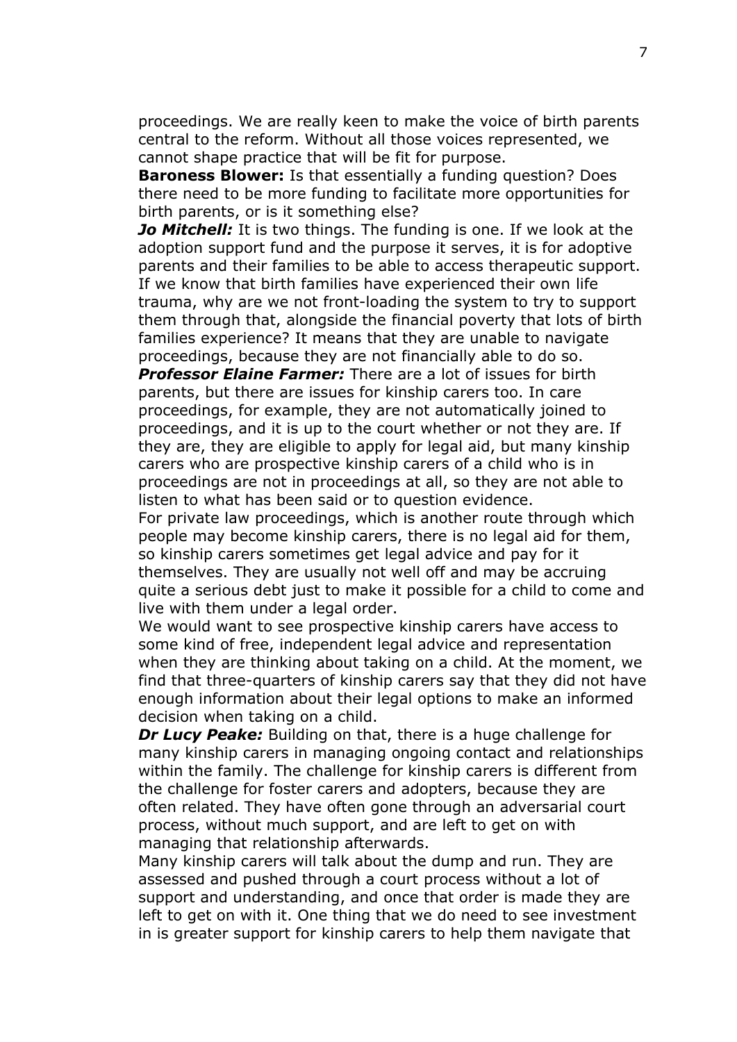proceedings. We are really keen to make the voice of birth parents central to the reform. Without all those voices represented, we cannot shape practice that will be fit for purpose.

**Baroness Blower:** Is that essentially a funding question? Does there need to be more funding to facilitate more opportunities for birth parents, or is it something else?

***Jo Mitchell:*** It is two things. The funding is one. If we look at the adoption support fund and the purpose it serves, it is for adoptive parents and their families to be able to access therapeutic support. If we know that birth families have experienced their own life trauma, why are we not front-loading the system to try to support them through that, alongside the financial poverty that lots of birth families experience? It means that they are unable to navigate proceedings, because they are not financially able to do so.

***Professor Elaine Farmer:*** There are a lot of issues for birth parents, but there are issues for kinship carers too. In care proceedings, for example, they are not automatically joined to proceedings, and it is up to the court whether or not they are. If they are, they are eligible to apply for legal aid, but many kinship carers who are prospective kinship carers of a child who is in proceedings are not in proceedings at all, so they are not able to listen to what has been said or to question evidence.

For private law proceedings, which is another route through which people may become kinship carers, there is no legal aid for them, so kinship carers sometimes get legal advice and pay for it themselves. They are usually not well off and may be accruing quite a serious debt just to make it possible for a child to come and live with them under a legal order.

We would want to see prospective kinship carers have access to some kind of free, independent legal advice and representation when they are thinking about taking on a child. At the moment, we find that three-quarters of kinship carers say that they did not have enough information about their legal options to make an informed decision when taking on a child.

***Dr Lucy Peake:*** Building on that, there is a huge challenge for many kinship carers in managing ongoing contact and relationships within the family. The challenge for kinship carers is different from the challenge for foster carers and adopters, because they are often related. They have often gone through an adversarial court process, without much support, and are left to get on with managing that relationship afterwards.

Many kinship carers will talk about the dump and run. They are assessed and pushed through a court process without a lot of support and understanding, and once that order is made they are left to get on with it. One thing that we do need to see investment in is greater support for kinship carers to help them navigate that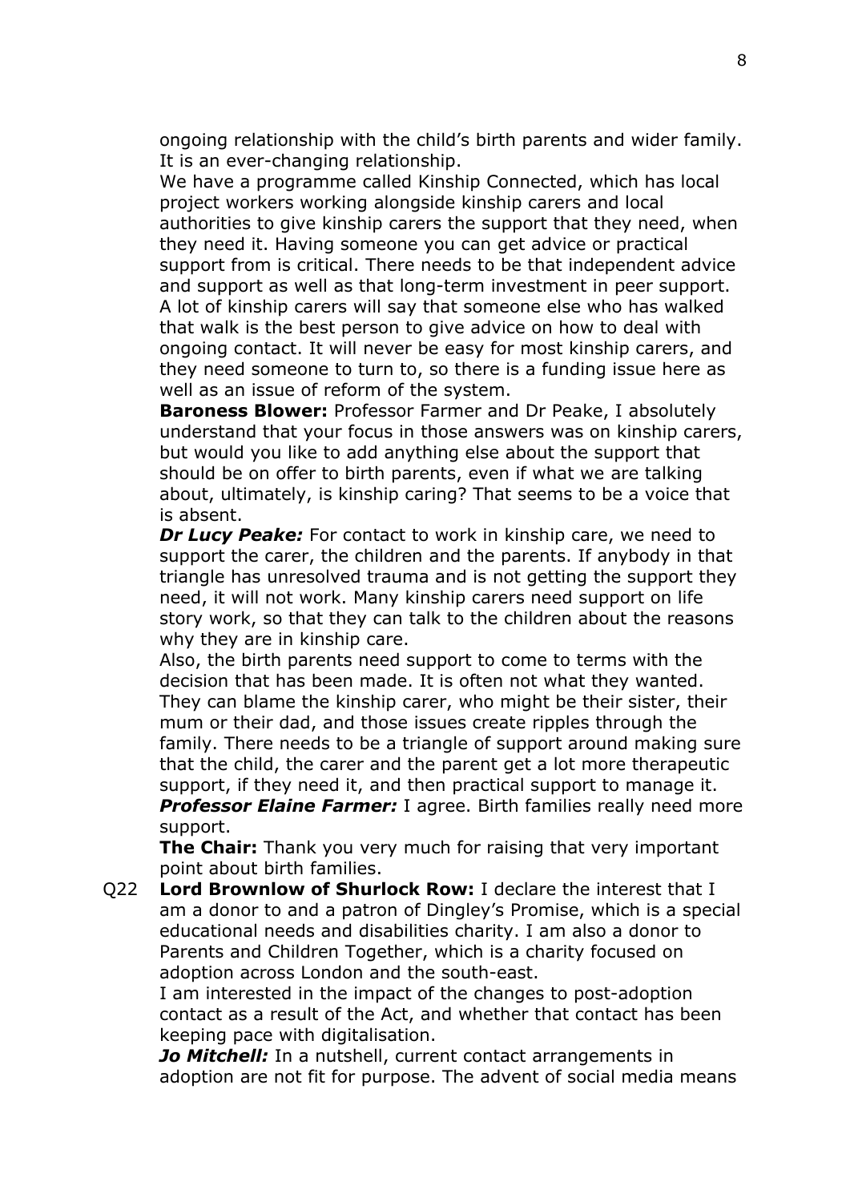ongoing relationship with the child's birth parents and wider family. It is an ever-changing relationship.

We have a programme called Kinship Connected, which has local project workers working alongside kinship carers and local authorities to give kinship carers the support that they need, when they need it. Having someone you can get advice or practical support from is critical. There needs to be that independent advice and support as well as that long-term investment in peer support. A lot of kinship carers will say that someone else who has walked that walk is the best person to give advice on how to deal with ongoing contact. It will never be easy for most kinship carers, and they need someone to turn to, so there is a funding issue here as well as an issue of reform of the system.

**Baroness Blower:** Professor Farmer and Dr Peake, I absolutely understand that your focus in those answers was on kinship carers, but would you like to add anything else about the support that should be on offer to birth parents, even if what we are talking about, ultimately, is kinship caring? That seems to be a voice that is absent.

***Dr Lucy Peake:*** For contact to work in kinship care, we need to support the carer, the children and the parents. If anybody in that triangle has unresolved trauma and is not getting the support they need, it will not work. Many kinship carers need support on life story work, so that they can talk to the children about the reasons why they are in kinship care.

Also, the birth parents need support to come to terms with the decision that has been made. It is often not what they wanted. They can blame the kinship carer, who might be their sister, their mum or their dad, and those issues create ripples through the family. There needs to be a triangle of support around making sure that the child, the carer and the parent get a lot more therapeutic support, if they need it, and then practical support to manage it.

***Professor Elaine Farmer:*** I agree. Birth families really need more support.

**The Chair:** Thank you very much for raising that very important point about birth families.

Q22 **Lord Brownlow of Shurlock Row:** I declare the interest that I am a donor to and a patron of Dingley's Promise, which is a special educational needs and disabilities charity. I am also a donor to Parents and Children Together, which is a charity focused on adoption across London and the south-east.

I am interested in the impact of the changes to post-adoption contact as a result of the Act, and whether that contact has been keeping pace with digitalisation.

***Jo Mitchell:*** In a nutshell, current contact arrangements in adoption are not fit for purpose. The advent of social media means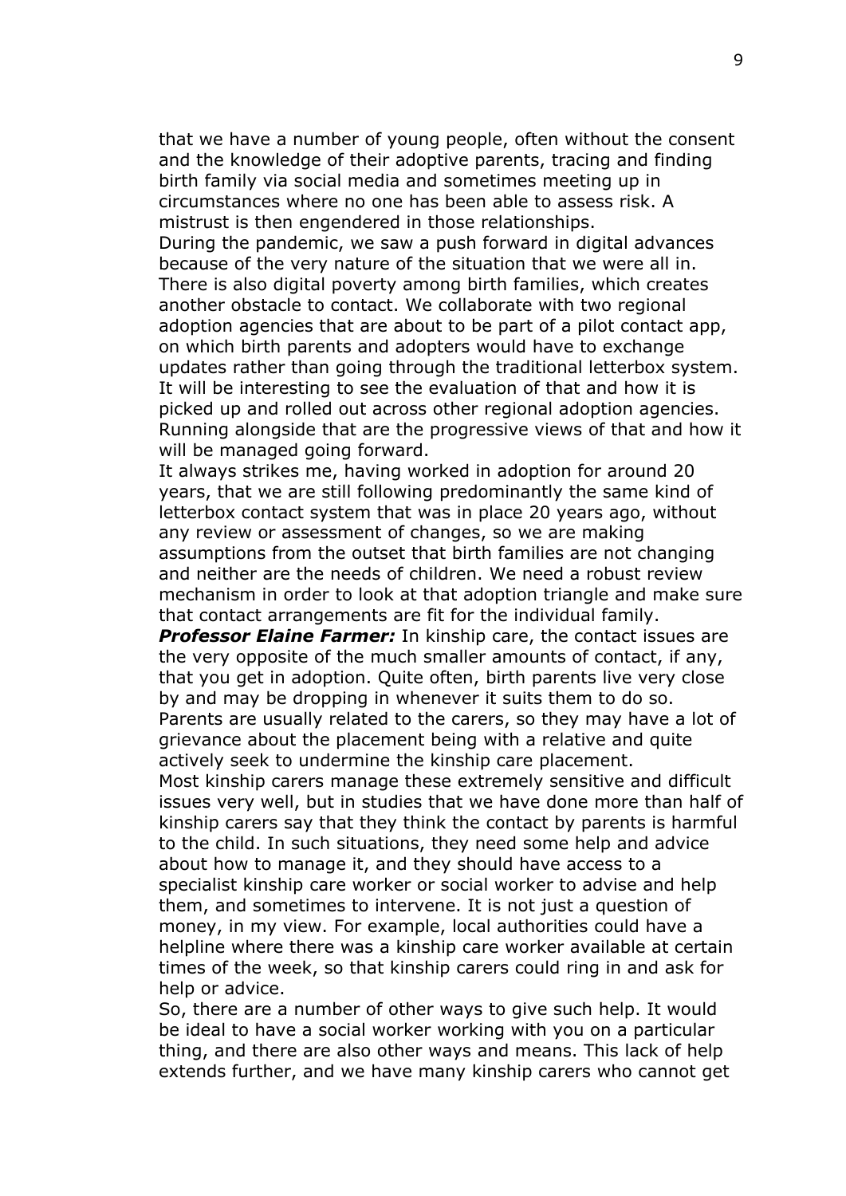that we have a number of young people, often without the consent and the knowledge of their adoptive parents, tracing and finding birth family via social media and sometimes meeting up in circumstances where no one has been able to assess risk. A mistrust is then engendered in those relationships.

During the pandemic, we saw a push forward in digital advances because of the very nature of the situation that we were all in. There is also digital poverty among birth families, which creates another obstacle to contact. We collaborate with two regional adoption agencies that are about to be part of a pilot contact app, on which birth parents and adopters would have to exchange updates rather than going through the traditional letterbox system. It will be interesting to see the evaluation of that and how it is picked up and rolled out across other regional adoption agencies. Running alongside that are the progressive views of that and how it will be managed going forward.

It always strikes me, having worked in adoption for around 20 years, that we are still following predominantly the same kind of letterbox contact system that was in place 20 years ago, without any review or assessment of changes, so we are making assumptions from the outset that birth families are not changing and neither are the needs of children. We need a robust review mechanism in order to look at that adoption triangle and make sure that contact arrangements are fit for the individual family.

***Professor Elaine Farmer:*** In kinship care, the contact issues are the very opposite of the much smaller amounts of contact, if any, that you get in adoption. Quite often, birth parents live very close by and may be dropping in whenever it suits them to do so. Parents are usually related to the carers, so they may have a lot of grievance about the placement being with a relative and quite actively seek to undermine the kinship care placement.

Most kinship carers manage these extremely sensitive and difficult issues very well, but in studies that we have done more than half of kinship carers say that they think the contact by parents is harmful to the child. In such situations, they need some help and advice about how to manage it, and they should have access to a specialist kinship care worker or social worker to advise and help them, and sometimes to intervene. It is not just a question of money, in my view. For example, local authorities could have a helpline where there was a kinship care worker available at certain times of the week, so that kinship carers could ring in and ask for help or advice.

So, there are a number of other ways to give such help. It would be ideal to have a social worker working with you on a particular thing, and there are also other ways and means. This lack of help extends further, and we have many kinship carers who cannot get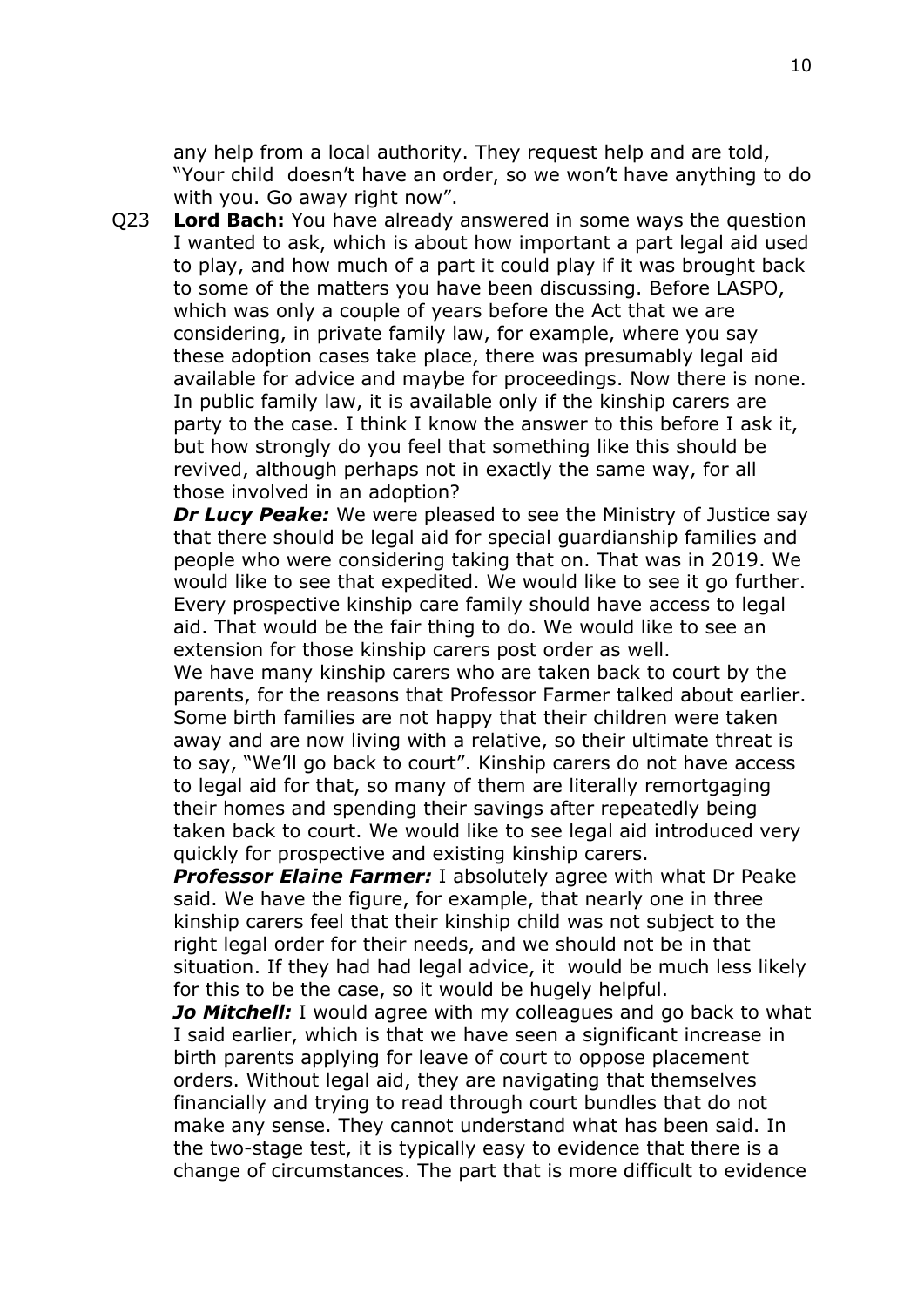any help from a local authority. They request help and are told, “Your child doesn’t have an order, so we won’t have anything to do with you. Go away right now”.

Q23 **Lord Bach:** You have already answered in some ways the question I wanted to ask, which is about how important a part legal aid used to play, and how much of a part it could play if it was brought back to some of the matters you have been discussing. Before LASPO, which was only a couple of years before the Act that we are considering, in private family law, for example, where you say these adoption cases take place, there was presumably legal aid available for advice and maybe for proceedings. Now there is none. In public family law, it is available only if the kinship carers are party to the case. I think I know the answer to this before I ask it, but how strongly do you feel that something like this should be revived, although perhaps not in exactly the same way, for all those involved in an adoption?

***Dr Lucy Peake:*** We were pleased to see the Ministry of Justice say that there should be legal aid for special guardianship families and people who were considering taking that on. That was in 2019. We would like to see that expedited. We would like to see it go further. Every prospective kinship care family should have access to legal aid. That would be the fair thing to do. We would like to see an extension for those kinship carers post order as well.

We have many kinship carers who are taken back to court by the parents, for the reasons that Professor Farmer talked about earlier. Some birth families are not happy that their children were taken away and are now living with a relative, so their ultimate threat is to say, “We’ll go back to court”. Kinship carers do not have access to legal aid for that, so many of them are literally remortgaging their homes and spending their savings after repeatedly being taken back to court. We would like to see legal aid introduced very quickly for prospective and existing kinship carers.

***Professor Elaine Farmer:*** I absolutely agree with what Dr Peake said. We have the figure, for example, that nearly one in three kinship carers feel that their kinship child was not subject to the right legal order for their needs, and we should not be in that situation. If they had had legal advice, it would be much less likely for this to be the case, so it would be hugely helpful.

***Jo Mitchell:*** I would agree with my colleagues and go back to what I said earlier, which is that we have seen a significant increase in birth parents applying for leave of court to oppose placement orders. Without legal aid, they are navigating that themselves financially and trying to read through court bundles that do not make any sense. They cannot understand what has been said. In the two-stage test, it is typically easy to evidence that there is a change of circumstances. The part that is more difficult to evidence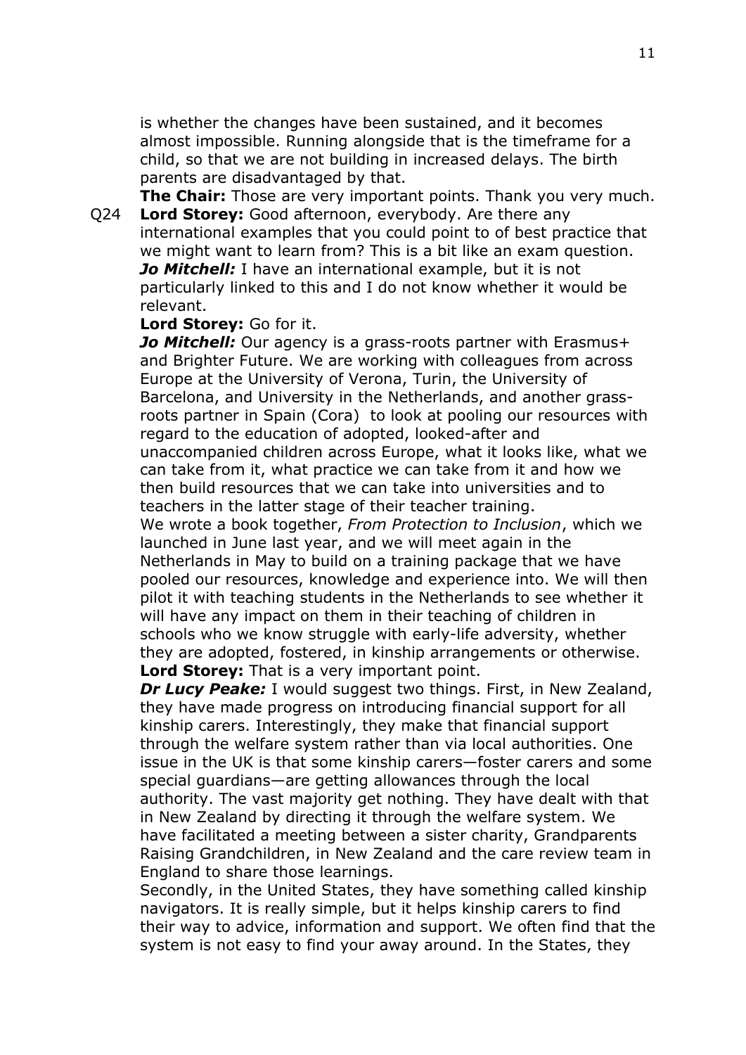is whether the changes have been sustained, and it becomes almost impossible. Running alongside that is the timeframe for a child, so that we are not building in increased delays. The birth parents are disadvantaged by that.

**The Chair:** Those are very important points. Thank you very much.

Q24 **Lord Storey:** Good afternoon, everybody. Are there any international examples that you could point to of best practice that we might want to learn from? This is a bit like an exam question.

***Jo Mitchell:*** I have an international example, but it is not particularly linked to this and I do not know whether it would be relevant.

**Lord Storey:** Go for it.

***Jo Mitchell:*** Our agency is a grass-roots partner with Erasmus+ and Brighter Future. We are working with colleagues from across Europe at the University of Verona, Turin, the University of Barcelona, and University in the Netherlands, and another grass-roots partner in Spain (Cora) to look at pooling our resources with regard to the education of adopted, looked-after and unaccompanied children across Europe, what it looks like, what we can take from it, what practice we can take from it and how we then build resources that we can take into universities and to teachers in the latter stage of their teacher training.

We wrote a book together, *From Protection to Inclusion*, which we launched in June last year, and we will meet again in the Netherlands in May to build on a training package that we have pooled our resources, knowledge and experience into. We will then pilot it with teaching students in the Netherlands to see whether it will have any impact on them in their teaching of children in schools who we know struggle with early-life adversity, whether they are adopted, fostered, in kinship arrangements or otherwise.

**Lord Storey:** That is a very important point.

***Dr Lucy Peake:*** I would suggest two things. First, in New Zealand, they have made progress on introducing financial support for all kinship carers. Interestingly, they make that financial support through the welfare system rather than via local authorities. One issue in the UK is that some kinship carers—foster carers and some special guardians—are getting allowances through the local authority. The vast majority get nothing. They have dealt with that in New Zealand by directing it through the welfare system. We have facilitated a meeting between a sister charity, Grandparents Raising Grandchildren, in New Zealand and the care review team in England to share those learnings.

Secondly, in the United States, they have something called kinship navigators. It is really simple, but it helps kinship carers to find their way to advice, information and support. We often find that the system is not easy to find your away around. In the States, they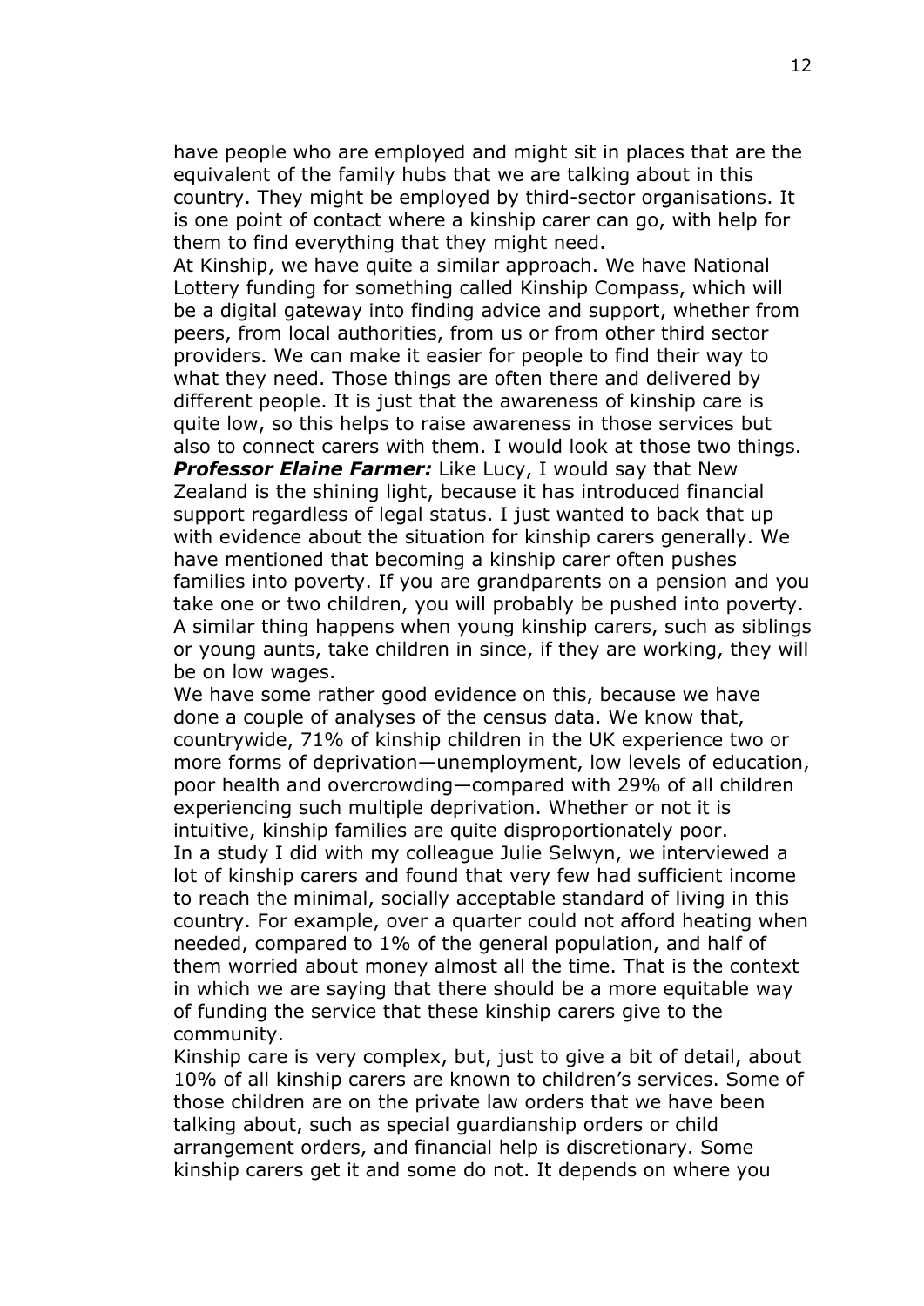have people who are employed and might sit in places that are the equivalent of the family hubs that we are talking about in this country. They might be employed by third-sector organisations. It is one point of contact where a kinship carer can go, with help for them to find everything that they might need.

At Kinship, we have quite a similar approach. We have National Lottery funding for something called Kinship Compass, which will be a digital gateway into finding advice and support, whether from peers, from local authorities, from us or from other third sector providers. We can make it easier for people to find their way to what they need. Those things are often there and delivered by different people. It is just that the awareness of kinship care is quite low, so this helps to raise awareness in those services but also to connect carers with them. I would look at those two things.

***Professor Elaine Farmer:*** Like Lucy, I would say that New Zealand is the shining light, because it has introduced financial support regardless of legal status. I just wanted to back that up with evidence about the situation for kinship carers generally. We have mentioned that becoming a kinship carer often pushes families into poverty. If you are grandparents on a pension and you take one or two children, you will probably be pushed into poverty. A similar thing happens when young kinship carers, such as siblings or young aunts, take children in since, if they are working, they will be on low wages.

We have some rather good evidence on this, because we have done a couple of analyses of the census data. We know that, countrywide, 71% of kinship children in the UK experience two or more forms of deprivation—unemployment, low levels of education, poor health and overcrowding—compared with 29% of all children experiencing such multiple deprivation. Whether or not it is intuitive, kinship families are quite disproportionately poor.

In a study I did with my colleague Julie Selwyn, we interviewed a lot of kinship carers and found that very few had sufficient income to reach the minimal, socially acceptable standard of living in this country. For example, over a quarter could not afford heating when needed, compared to 1% of the general population, and half of them worried about money almost all the time. That is the context in which we are saying that there should be a more equitable way of funding the service that these kinship carers give to the community.

Kinship care is very complex, but, just to give a bit of detail, about 10% of all kinship carers are known to children's services. Some of those children are on the private law orders that we have been talking about, such as special guardianship orders or child arrangement orders, and financial help is discretionary. Some kinship carers get it and some do not. It depends on where you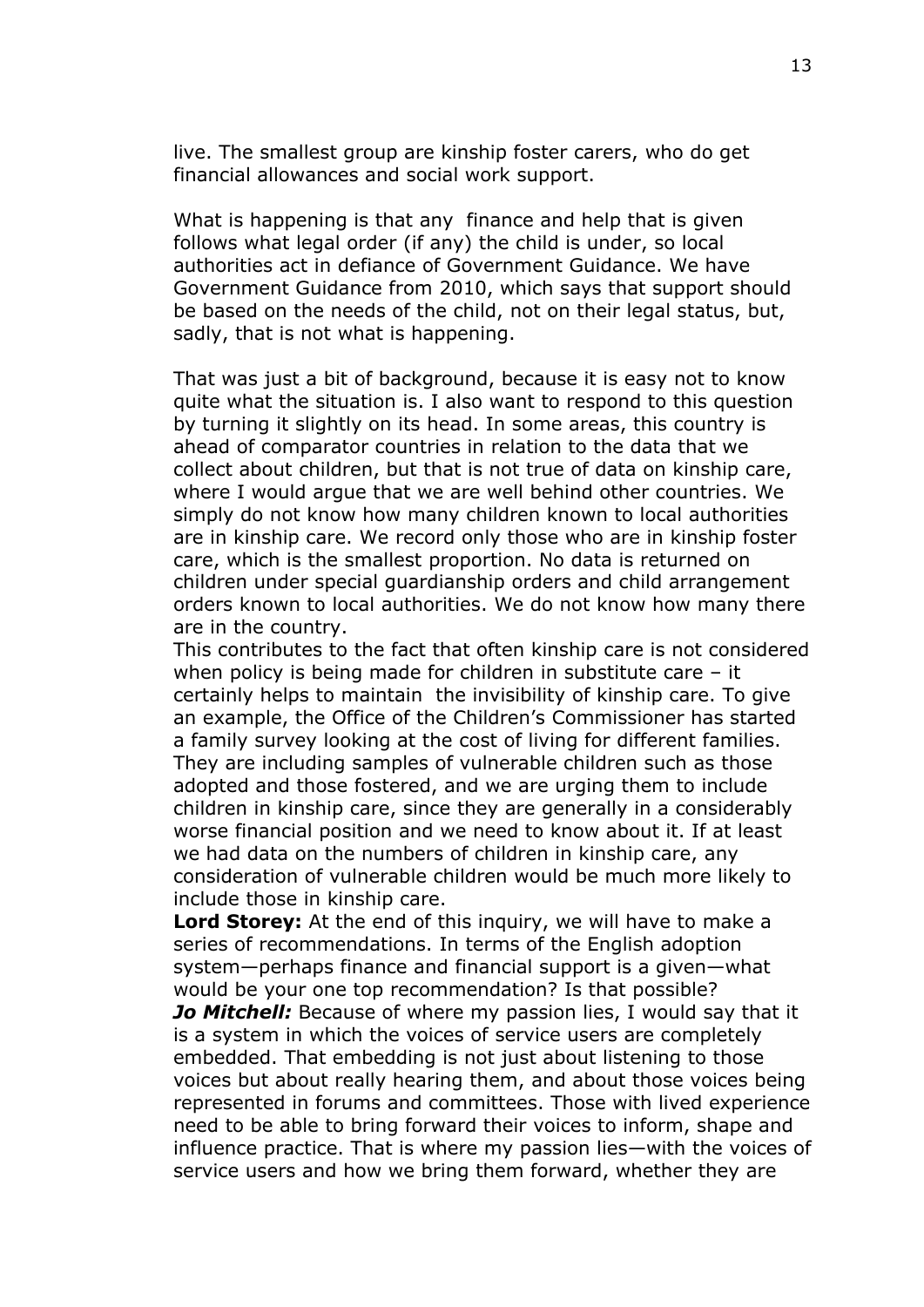live. The smallest group are kinship foster carers, who do get financial allowances and social work support.

What is happening is that any finance and help that is given follows what legal order (if any) the child is under, so local authorities act in defiance of Government Guidance. We have Government Guidance from 2010, which says that support should be based on the needs of the child, not on their legal status, but, sadly, that is not what is happening.

That was just a bit of background, because it is easy not to know quite what the situation is. I also want to respond to this question by turning it slightly on its head. In some areas, this country is ahead of comparator countries in relation to the data that we collect about children, but that is not true of data on kinship care, where I would argue that we are well behind other countries. We simply do not know how many children known to local authorities are in kinship care. We record only those who are in kinship foster care, which is the smallest proportion. No data is returned on children under special guardianship orders and child arrangement orders known to local authorities. We do not know how many there are in the country.

This contributes to the fact that often kinship care is not considered when policy is being made for children in substitute care – it certainly helps to maintain the invisibility of kinship care. To give an example, the Office of the Children's Commissioner has started a family survey looking at the cost of living for different families. They are including samples of vulnerable children such as those adopted and those fostered, and we are urging them to include children in kinship care, since they are generally in a considerably worse financial position and we need to know about it. If at least we had data on the numbers of children in kinship care, any consideration of vulnerable children would be much more likely to include those in kinship care.

**Lord Storey:** At the end of this inquiry, we will have to make a series of recommendations. In terms of the English adoption system—perhaps finance and financial support is a given—what would be your one top recommendation? Is that possible?

***Jo Mitchell:*** Because of where my passion lies, I would say that it is a system in which the voices of service users are completely embedded. That embedding is not just about listening to those voices but about really hearing them, and about those voices being represented in forums and committees. Those with lived experience need to be able to bring forward their voices to inform, shape and influence practice. That is where my passion lies—with the voices of service users and how we bring them forward, whether they are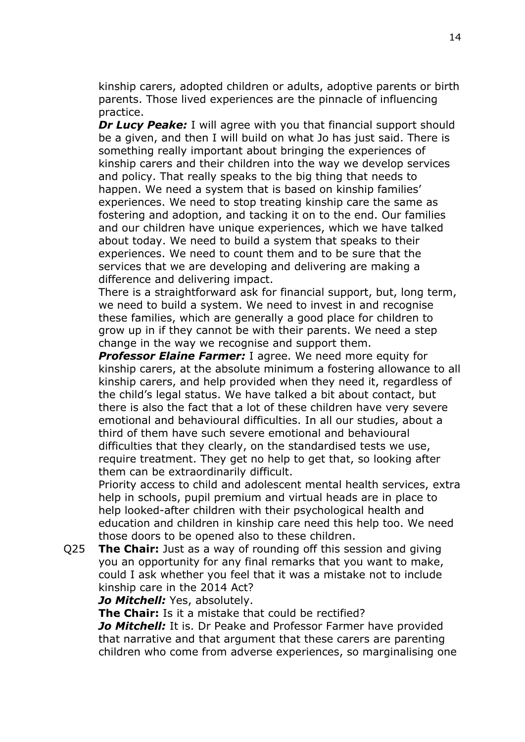kinship carers, adopted children or adults, adoptive parents or birth parents. Those lived experiences are the pinnacle of influencing practice.

***Dr Lucy Peake:*** I will agree with you that financial support should be a given, and then I will build on what Jo has just said. There is something really important about bringing the experiences of kinship carers and their children into the way we develop services and policy. That really speaks to the big thing that needs to happen. We need a system that is based on kinship families' experiences. We need to stop treating kinship care the same as fostering and adoption, and tacking it on to the end. Our families and our children have unique experiences, which we have talked about today. We need to build a system that speaks to their experiences. We need to count them and to be sure that the services that we are developing and delivering are making a difference and delivering impact.

There is a straightforward ask for financial support, but, long term, we need to build a system. We need to invest in and recognise these families, which are generally a good place for children to grow up in if they cannot be with their parents. We need a step change in the way we recognise and support them.

***Professor Elaine Farmer:*** I agree. We need more equity for kinship carers, at the absolute minimum a fostering allowance to all kinship carers, and help provided when they need it, regardless of the child's legal status. We have talked a bit about contact, but there is also the fact that a lot of these children have very severe emotional and behavioural difficulties. In all our studies, about a third of them have such severe emotional and behavioural difficulties that they clearly, on the standardised tests we use, require treatment. They get no help to get that, so looking after them can be extraordinarily difficult.

Priority access to child and adolescent mental health services, extra help in schools, pupil premium and virtual heads are in place to help looked-after children with their psychological health and education and children in kinship care need this help too. We need those doors to be opened also to these children.

Q25 **The Chair:** Just as a way of rounding off this session and giving you an opportunity for any final remarks that you want to make, could I ask whether you feel that it was a mistake not to include kinship care in the 2014 Act?

***Jo Mitchell:*** Yes, absolutely.

**The Chair:** Is it a mistake that could be rectified?

***Jo Mitchell:*** It is. Dr Peake and Professor Farmer have provided that narrative and that argument that these carers are parenting children who come from adverse experiences, so marginalising one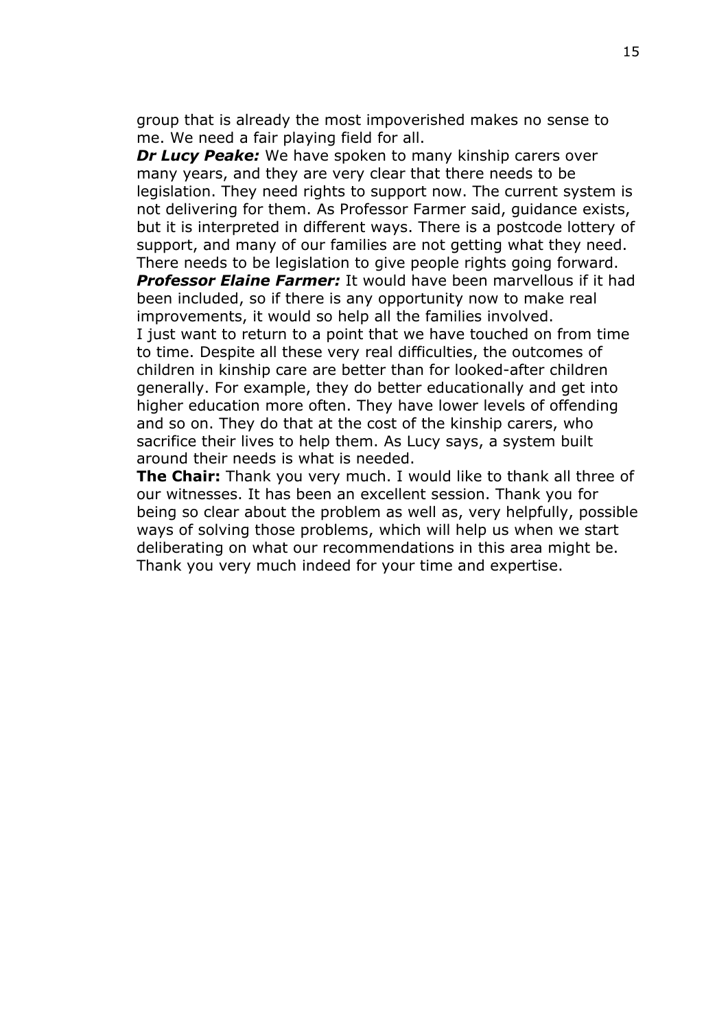group that is already the most impoverished makes no sense to me. We need a fair playing field for all.

***Dr Lucy Peake:*** We have spoken to many kinship carers over many years, and they are very clear that there needs to be legislation. They need rights to support now. The current system is not delivering for them. As Professor Farmer said, guidance exists, but it is interpreted in different ways. There is a postcode lottery of support, and many of our families are not getting what they need. There needs to be legislation to give people rights going forward.

***Professor Elaine Farmer:*** It would have been marvellous if it had been included, so if there is any opportunity now to make real improvements, it would so help all the families involved.

I just want to return to a point that we have touched on from time to time. Despite all these very real difficulties, the outcomes of children in kinship care are better than for looked-after children generally. For example, they do better educationally and get into higher education more often. They have lower levels of offending and so on. They do that at the cost of the kinship carers, who sacrifice their lives to help them. As Lucy says, a system built around their needs is what is needed.

**The Chair:** Thank you very much. I would like to thank all three of our witnesses. It has been an excellent session. Thank you for being so clear about the problem as well as, very helpfully, possible ways of solving those problems, which will help us when we start deliberating on what our recommendations in this area might be. Thank you very much indeed for your time and expertise.